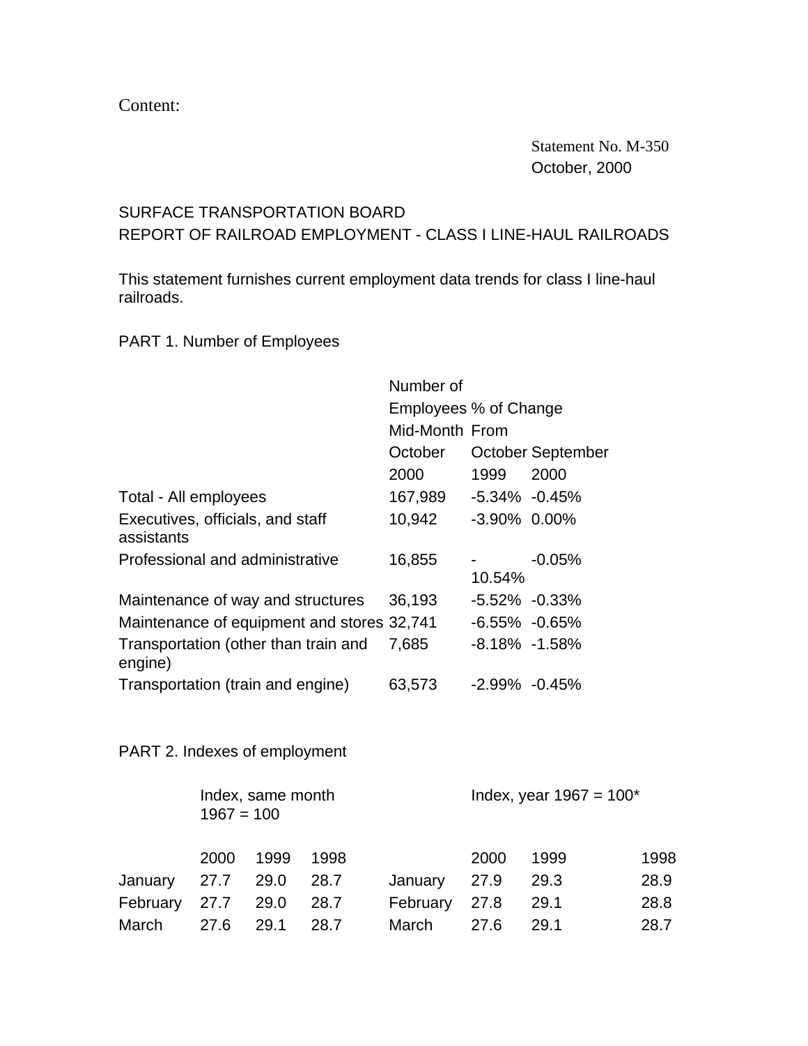Content:

Statement No. M-350
October, 2000

SURFACE TRANSPORTATION BOARD
REPORT OF RAILROAD EMPLOYMENT - CLASS I LINE-HAUL RAILROADS

This statement furnishes current employment data trends for class I line-haul railroads.

PART 1. Number of Employees

| | Number of Employees Mid-Month October 2000 | % of Change From October 1999 | September 2000 |
|---|---|---|---|
| Total - All employees | 167,989 | -5.34% | -0.45% |
| Executives, officials, and staff assistants | 10,942 | -3.90% | 0.00% |
| Professional and administrative | 16,855 | -10.54% | -0.05% |
| Maintenance of way and structures | 36,193 | -5.52% | -0.33% |
| Maintenance of equipment and stores | 32,741 | -6.55% | -0.65% |
| Transportation (other than train and engine) | 7,685 | -8.18% | -1.58% |
| Transportation (train and engine) | 63,573 | -2.99% | -0.45% |

PART 2. Indexes of employment

| | Index, same month 1967 = 100 | | | | Index, year 1967 = 100* | | |
|---|---|---|---|---|---|---|---|
| | 2000 | 1999 | 1998 | | 2000 | 1999 | 1998 |
| January | 27.7 | 29.0 | 28.7 | January | 27.9 | 29.3 | 28.9 |
| February | 27.7 | 29.0 | 28.7 | February | 27.8 | 29.1 | 28.8 |
| March | 27.6 | 29.1 | 28.7 | March | 27.6 | 29.1 | 28.7 |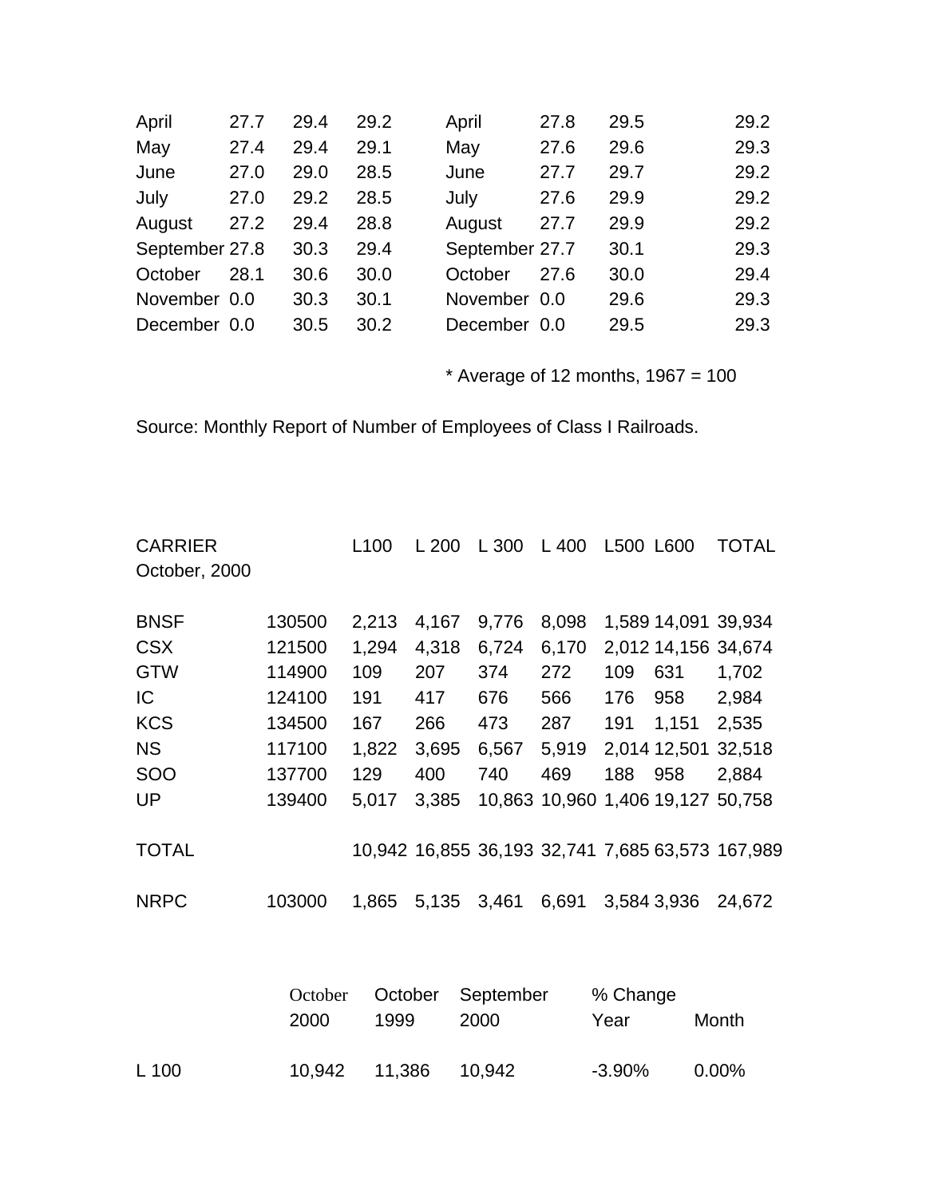| | | | | | | | |
|---|---|---|---|---|---|---|---|
| April | 27.7 | 29.4 | 29.2 | April | 27.8 | 29.5 | 29.2 |
| May | 27.4 | 29.4 | 29.1 | May | 27.6 | 29.6 | 29.3 |
| June | 27.0 | 29.0 | 28.5 | June | 27.7 | 29.7 | 29.2 |
| July | 27.0 | 29.2 | 28.5 | July | 27.6 | 29.9 | 29.2 |
| August | 27.2 | 29.4 | 28.8 | August | 27.7 | 29.9 | 29.2 |
| September | 27.8 | 30.3 | 29.4 | September | 27.7 | 30.1 | 29.3 |
| October | 28.1 | 30.6 | 30.0 | October | 27.6 | 30.0 | 29.4 |
| November | 0.0 | 30.3 | 30.1 | November | 0.0 | 29.6 | 29.3 |
| December | 0.0 | 30.5 | 30.2 | December | 0.0 | 29.5 | 29.3 |

* Average of 12 months, 1967 = 100

Source: Monthly Report of Number of Employees of Class I Railroads.

| CARRIER October, 2000 | | L100 | L 200 | L 300 | L 400 | L500 | L600 | TOTAL |
|---|---|---|---|---|---|---|---|---|
| BNSF | 130500 | 2,213 | 4,167 | 9,776 | 8,098 | 1,589 | 14,091 | 39,934 |
| CSX | 121500 | 1,294 | 4,318 | 6,724 | 6,170 | 2,012 | 14,156 | 34,674 |
| GTW | 114900 | 109 | 207 | 374 | 272 | 109 | 631 | 1,702 |
| IC | 124100 | 191 | 417 | 676 | 566 | 176 | 958 | 2,984 |
| KCS | 134500 | 167 | 266 | 473 | 287 | 191 | 1,151 | 2,535 |
| NS | 117100 | 1,822 | 3,695 | 6,567 | 5,919 | 2,014 | 12,501 | 32,518 |
| SOO | 137700 | 129 | 400 | 740 | 469 | 188 | 958 | 2,884 |
| UP | 139400 | 5,017 | 3,385 | 10,863 | 10,960 | 1,406 | 19,127 | 50,758 |
| TOTAL | | 10,942 | 16,855 | 36,193 | 32,741 | 7,685 | 63,573 | 167,989 |
| NRPC | 103000 | 1,865 | 5,135 | 3,461 | 6,691 | 3,584 | 3,936 | 24,672 |

| | October 2000 | October 1999 | September 2000 | % Change Year | Month |
|---|---|---|---|---|---|
| L 100 | 10,942 | 11,386 | 10,942 | -3.90% | 0.00% |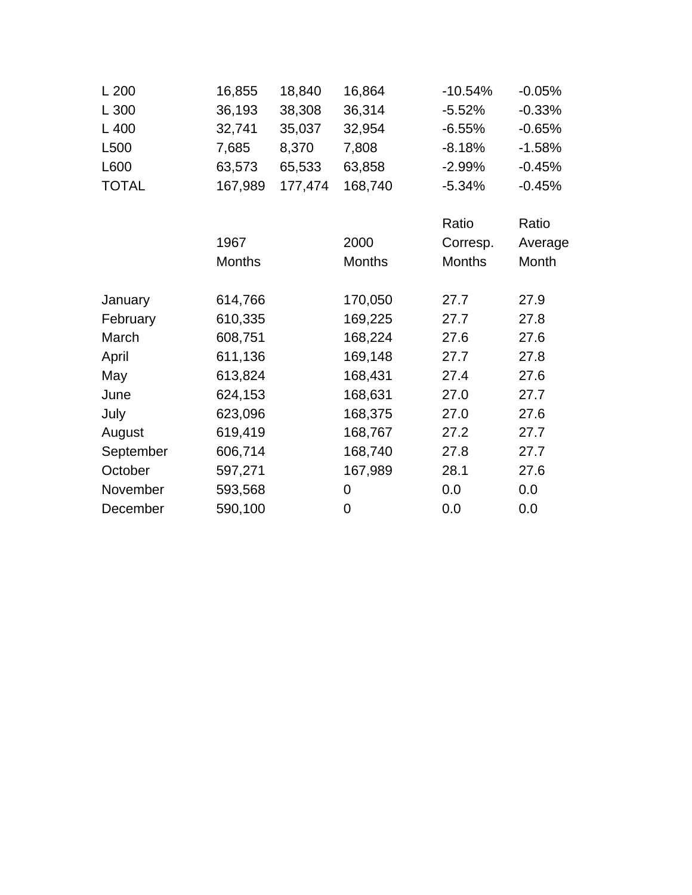| | | | | | |
|---|---|---|---|---|---|
| L 200 | 16,855 | 18,840 | 16,864 | -10.54% | -0.05% |
| L 300 | 36,193 | 38,308 | 36,314 | -5.52% | -0.33% |
| L 400 | 32,741 | 35,037 | 32,954 | -6.55% | -0.65% |
| L500 | 7,685 | 8,370 | 7,808 | -8.18% | -1.58% |
| L600 | 63,573 | 65,533 | 63,858 | -2.99% | -0.45% |
| TOTAL | 167,989 | 177,474 | 168,740 | -5.34% | -0.45% |

| | 1967 Months | 2000 Months | Ratio Corresp. Months | Ratio Average Month |
|---|---|---|---|---|
| January | 614,766 | 170,050 | 27.7 | 27.9 |
| February | 610,335 | 169,225 | 27.7 | 27.8 |
| March | 608,751 | 168,224 | 27.6 | 27.6 |
| April | 611,136 | 169,148 | 27.7 | 27.8 |
| May | 613,824 | 168,431 | 27.4 | 27.6 |
| June | 624,153 | 168,631 | 27.0 | 27.7 |
| July | 623,096 | 168,375 | 27.0 | 27.6 |
| August | 619,419 | 168,767 | 27.2 | 27.7 |
| September | 606,714 | 168,740 | 27.8 | 27.7 |
| October | 597,271 | 167,989 | 28.1 | 27.6 |
| November | 593,568 | 0 | 0.0 | 0.0 |
| December | 590,100 | 0 | 0.0 | 0.0 |